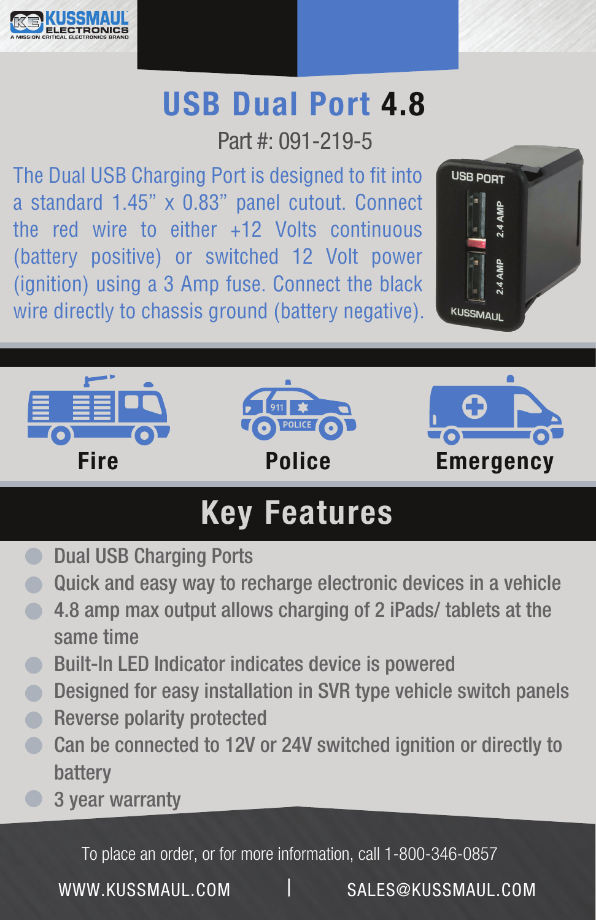KUSSMAUL ELECTRONICS
A MISSION CRITICAL ELECTRONICS BRAND

# USB Dual Port 4.8

Part #: 091-219-5

The Dual USB Charging Port is designed to fit into a standard 1.45” x 0.83” panel cutout. Connect the red wire to either +12 Volts continuous (battery positive) or switched 12 Volt power (ignition) using a 3 Amp fuse. Connect the black wire directly to chassis ground (battery negative).

**Fire** **Police** **Emergency**

## Key Features

- Dual USB Charging Ports
- Quick and easy way to recharge electronic devices in a vehicle
- 4.8 amp max output allows charging of 2 iPads/ tablets at the same time
- Built-In LED Indicator indicates device is powered
- Designed for easy installation in SVR type vehicle switch panels
- Reverse polarity protected
- Can be connected to 12V or 24V switched ignition or directly to battery
- 3 year warranty

To place an order, or for more information, call 1-800-346-0857

WWW.KUSSMAUL.COM | SALES@KUSSMAUL.COM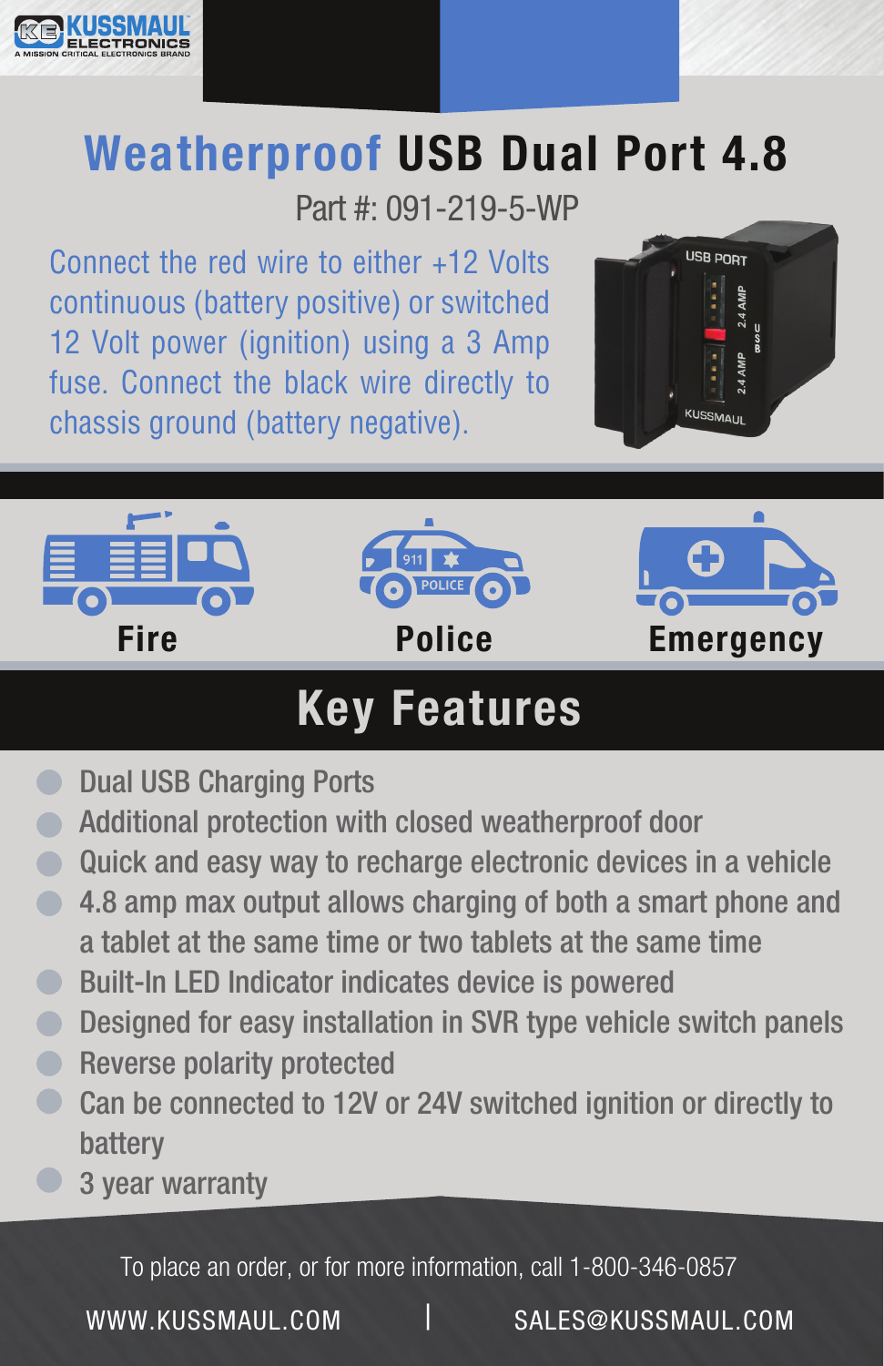KUSSMAUL ELECTRONICS
A MISSION CRITICAL ELECTRONICS BRAND

# Weatherproof USB Dual Port 4.8

Part #: 091-219-5-WP

Connect the red wire to either +12 Volts continuous (battery positive) or switched 12 Volt power (ignition) using a 3 Amp fuse. Connect the black wire directly to chassis ground (battery negative).

Fire

Police

Emergency

## Key Features

- Dual USB Charging Ports
- Additional protection with closed weatherproof door
- Quick and easy way to recharge electronic devices in a vehicle
- 4.8 amp max output allows charging of both a smart phone and a tablet at the same time or two tablets at the same time
- Built-In LED Indicator indicates device is powered
- Designed for easy installation in SVR type vehicle switch panels
- Reverse polarity protected
- Can be connected to 12V or 24V switched ignition or directly to battery
- 3 year warranty

To place an order, or for more information, call 1-800-346-0857

WWW.KUSSMAUL.COM | SALES@KUSSMAUL.COM